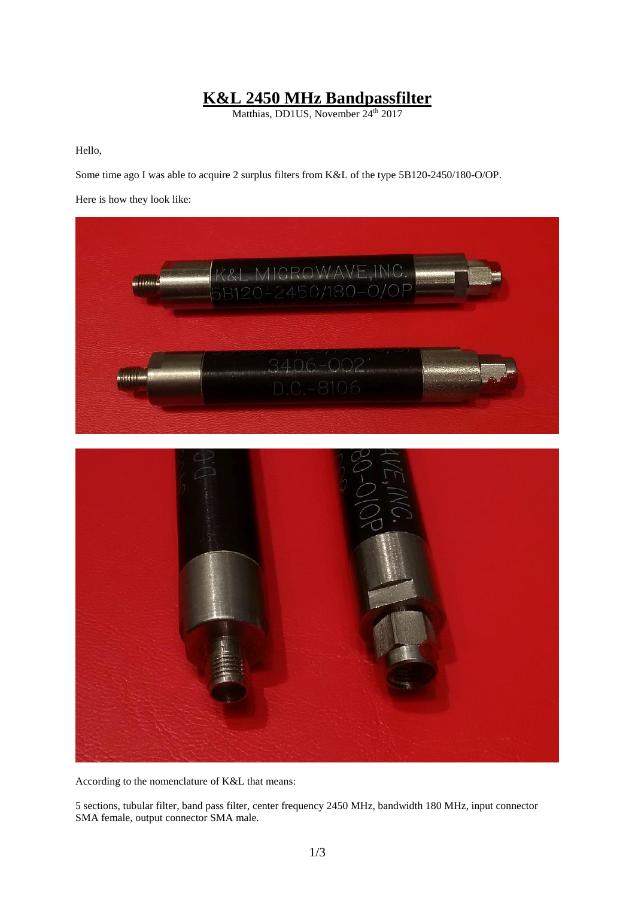# K&L 2450 MHz Bandpassfilter

Matthias, DD1US, November 24[th] 2017

Hello,

Some time ago I was able to acquire 2 surplus filters from K&L of the type 5B120-2450/180-O/OP.

Here is how they look like:

According to the nomenclature of K&L that means:

5 sections, tubular filter, band pass filter, center frequency 2450 MHz, bandwidth 180 MHz, input connector SMA female, output connector SMA male.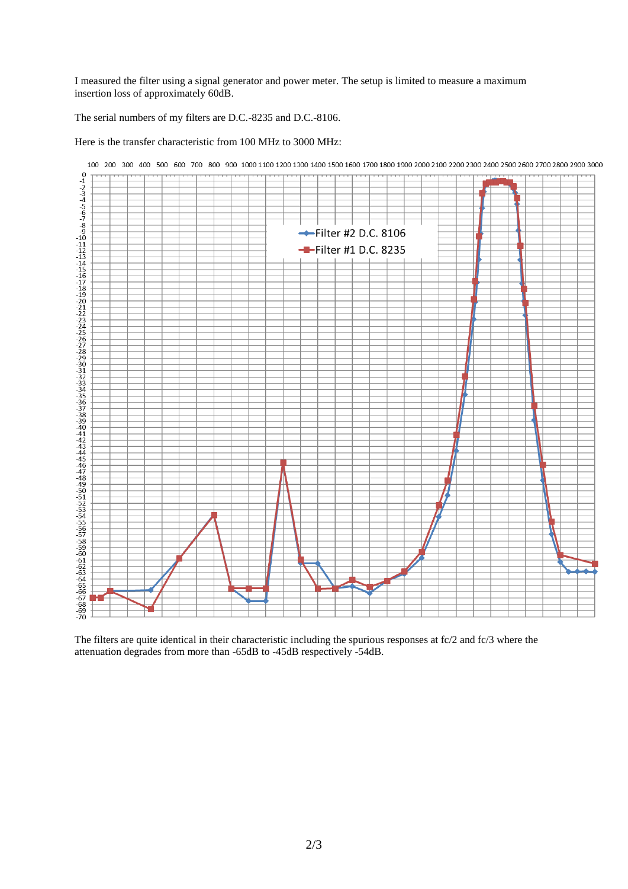I measured the filter using a signal generator and power meter. The setup is limited to measure a maximum insertion loss of approximately 60dB.

The serial numbers of my filters are D.C.-8235 and D.C.-8106.

Here is the transfer characteristic from 100 MHz to 3000 MHz:

The filters are quite identical in their characteristic including the spurious responses at fc/2 and fc/3 where the attenuation degrades from more than -65dB to -45dB respectively -54dB.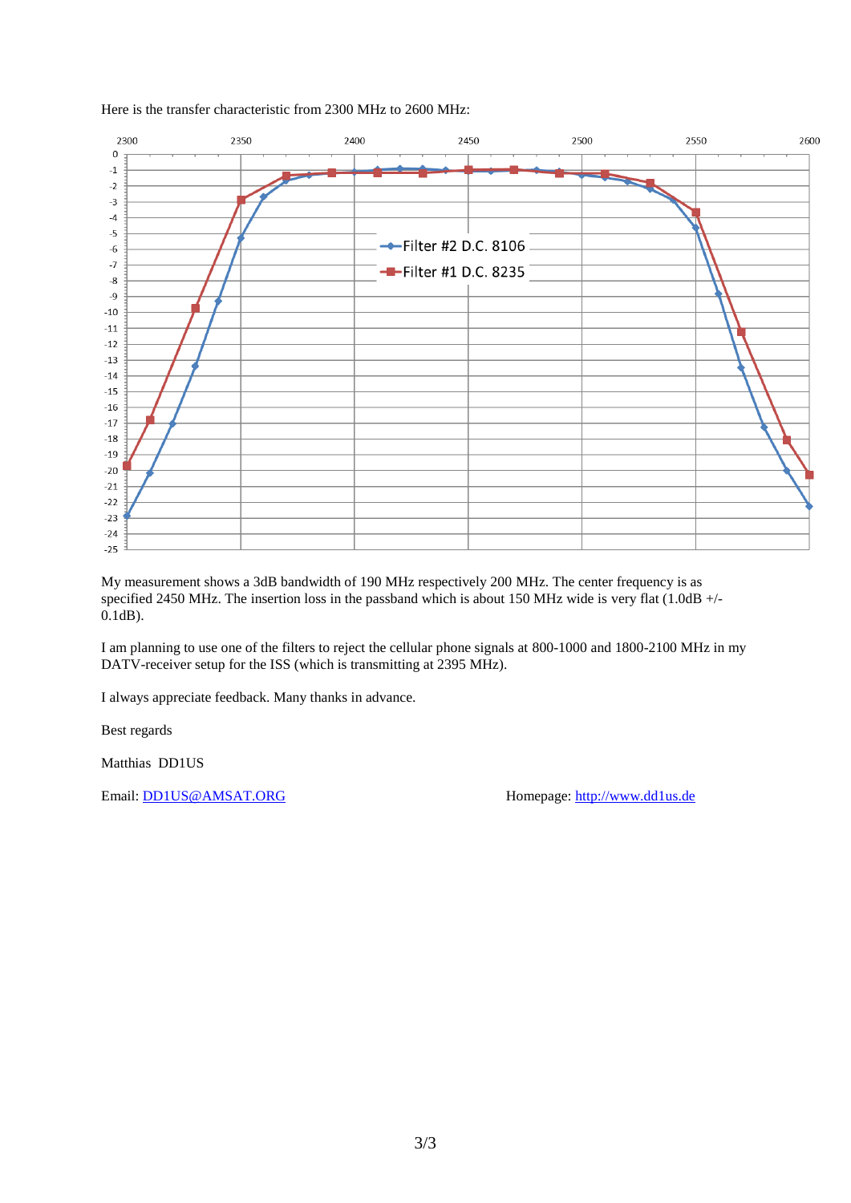Here is the transfer characteristic from 2300 MHz to 2600 MHz:

2300 2350 2400 2450 2500 2550 2600

0 -1 -2 -3 -4 -5 -6 -7 -8 -9 -10 -11 -12 -13 -14 -15 -16 -17 -18 -19 -20 -21 -22 -23 -24 -25

Filter #2 D.C. 8106

Filter #1 D.C. 8235

My measurement shows a 3dB bandwidth of 190 MHz respectively 200 MHz. The center frequency is as specified 2450 MHz. The insertion loss in the passband which is about 150 MHz wide is very flat (1.0dB +/- 0.1dB).

I am planning to use one of the filters to reject the cellular phone signals at 800-1000 and 1800-2100 MHz in my DATV-receiver setup for the ISS (which is transmitting at 2395 MHz).

I always appreciate feedback. Many thanks in advance.

Best regards

Matthias DD1US

Email: [DD1US@AMSAT.ORG](mailto:DD1US@AMSAT.ORG) Homepage: [http://www.dd1us.de](http://www.dd1us.de)